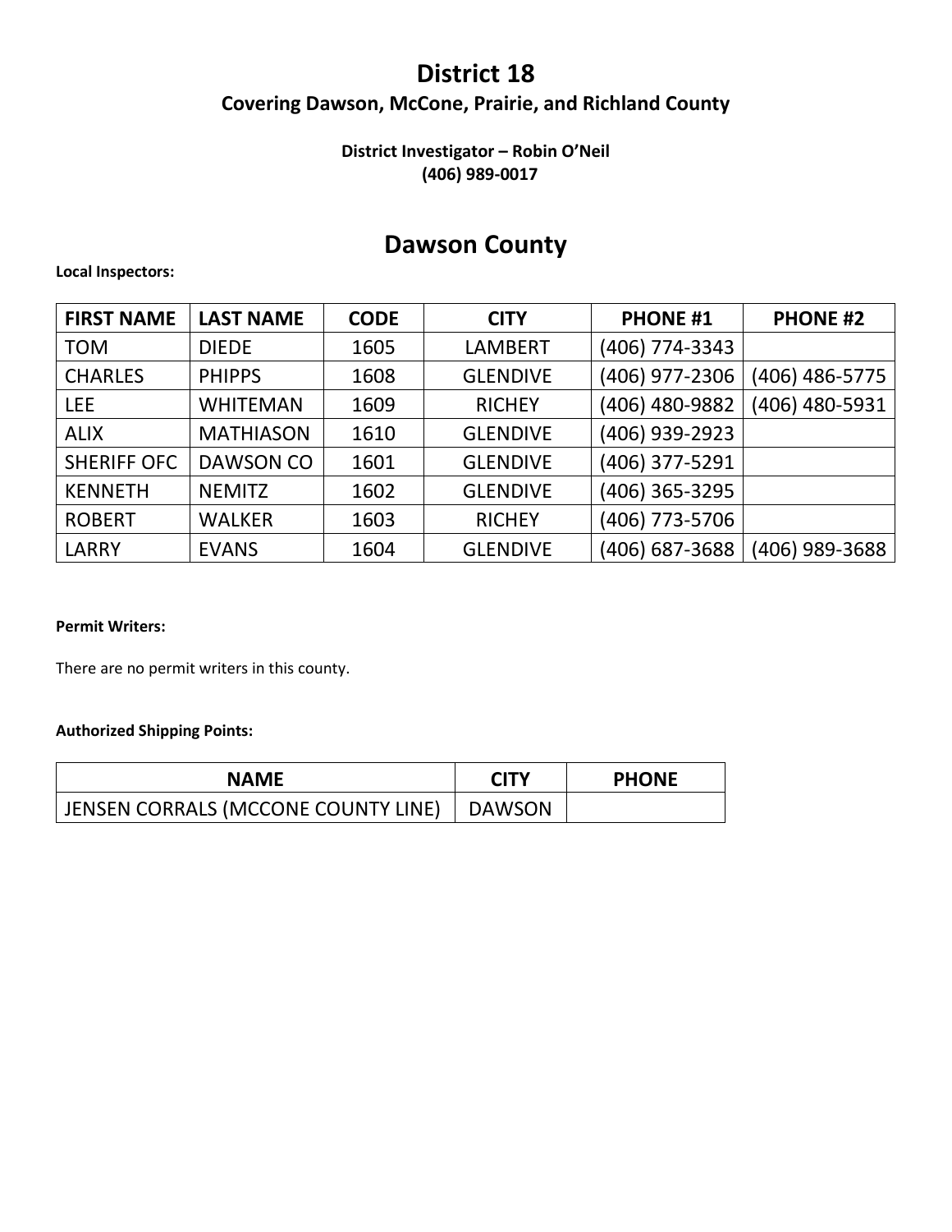# District 18

**Covering Dawson, McCone, Prairie, and Richland County**

**District Investigator – Robin O'Neil**
**(406) 989-0017**

## Dawson County

**Local Inspectors:**

| FIRST NAME | LAST NAME | CODE | CITY | PHONE #1 | PHONE #2 |
|---|---|---|---|---|---|
| TOM | DIEDE | 1605 | LAMBERT | (406) 774-3343 | |
| CHARLES | PHIPPS | 1608 | GLENDIVE | (406) 977-2306 | (406) 486-5775 |
| LEE | WHITEMAN | 1609 | RICHEY | (406) 480-9882 | (406) 480-5931 |
| ALIX | MATHIASON | 1610 | GLENDIVE | (406) 939-2923 | |
| SHERIFF OFC | DAWSON CO | 1601 | GLENDIVE | (406) 377-5291 | |
| KENNETH | NEMITZ | 1602 | GLENDIVE | (406) 365-3295 | |
| ROBERT | WALKER | 1603 | RICHEY | (406) 773-5706 | |
| LARRY | EVANS | 1604 | GLENDIVE | (406) 687-3688 | (406) 989-3688 |

**Permit Writers:**

There are no permit writers in this county.

**Authorized Shipping Points:**

| NAME | CITY | PHONE |
|---|---|---|
| JENSEN CORRALS (MCCONE COUNTY LINE) | DAWSON | |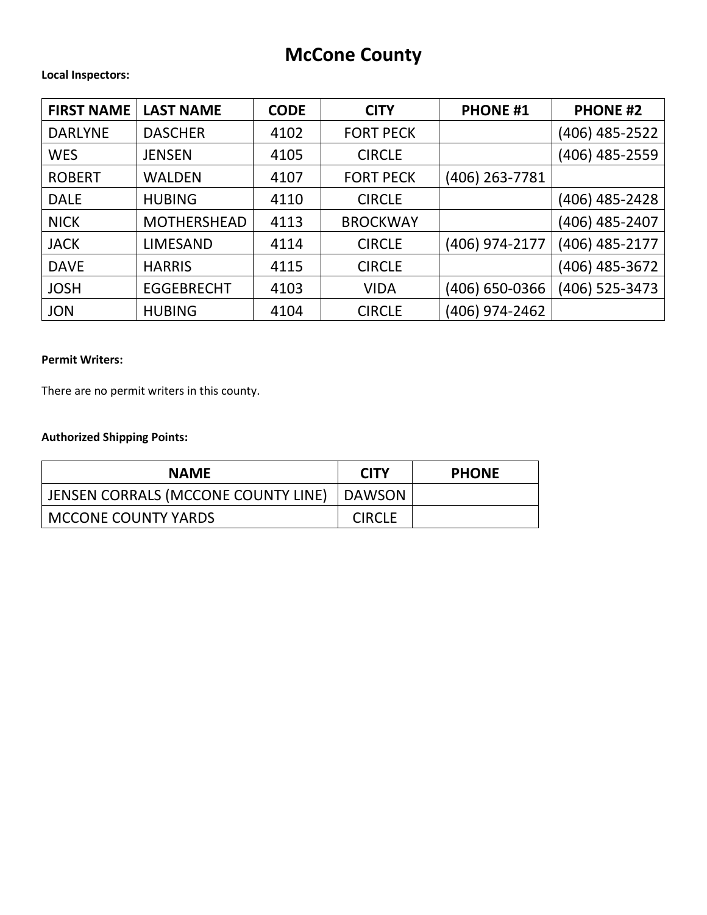# McCone County

**Local Inspectors:**

| FIRST NAME | LAST NAME | CODE | CITY | PHONE #1 | PHONE #2 |
|---|---|---|---|---|---|
| DARLYNE | DASCHER | 4102 | FORT PECK | | (406) 485-2522 |
| WES | JENSEN | 4105 | CIRCLE | | (406) 485-2559 |
| ROBERT | WALDEN | 4107 | FORT PECK | (406) 263-7781 | |
| DALE | HUBING | 4110 | CIRCLE | | (406) 485-2428 |
| NICK | MOTHERSHEAD | 4113 | BROCKWAY | | (406) 485-2407 |
| JACK | LIMESAND | 4114 | CIRCLE | (406) 974-2177 | (406) 485-2177 |
| DAVE | HARRIS | 4115 | CIRCLE | | (406) 485-3672 |
| JOSH | EGGEBRECHT | 4103 | VIDA | (406) 650-0366 | (406) 525-3473 |
| JON | HUBING | 4104 | CIRCLE | (406) 974-2462 | |

**Permit Writers:**

There are no permit writers in this county.

**Authorized Shipping Points:**

| NAME | CITY | PHONE |
|---|---|---|
| JENSEN CORRALS (MCCONE COUNTY LINE) | DAWSON | |
| MCCONE COUNTY YARDS | CIRCLE | |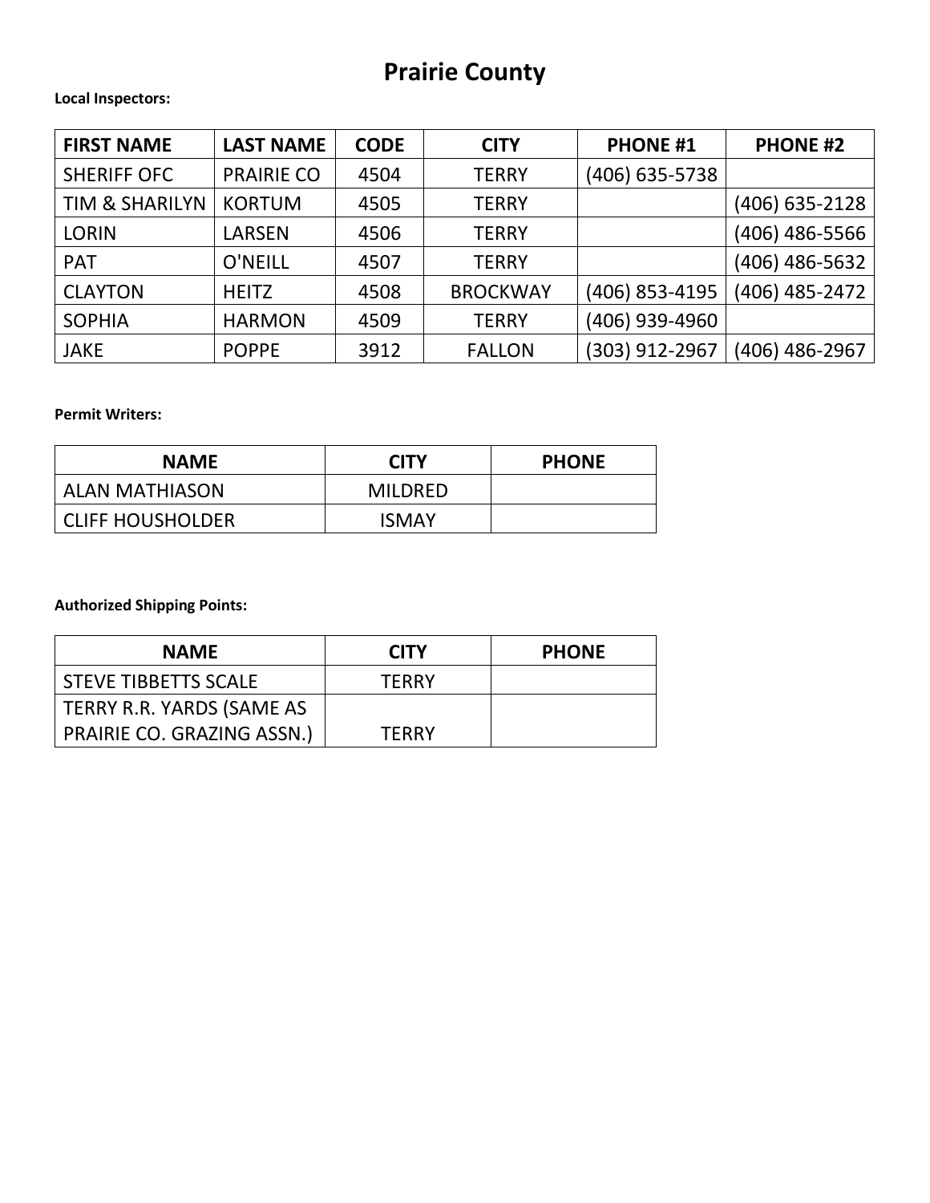# Prairie County

**Local Inspectors:**

| FIRST NAME | LAST NAME | CODE | CITY | PHONE #1 | PHONE #2 |
|---|---|---|---|---|---|
| SHERIFF OFC | PRAIRIE CO | 4504 | TERRY | (406) 635-5738 | |
| TIM & SHARILYN | KORTUM | 4505 | TERRY | | (406) 635-2128 |
| LORIN | LARSEN | 4506 | TERRY | | (406) 486-5566 |
| PAT | O'NEILL | 4507 | TERRY | | (406) 486-5632 |
| CLAYTON | HEITZ | 4508 | BROCKWAY | (406) 853-4195 | (406) 485-2472 |
| SOPHIA | HARMON | 4509 | TERRY | (406) 939-4960 | |
| JAKE | POPPE | 3912 | FALLON | (303) 912-2967 | (406) 486-2967 |

**Permit Writers:**

| NAME | CITY | PHONE |
|---|---|---|
| ALAN MATHIASON | MILDRED | |
| CLIFF HOUSHOLDER | ISMAY | |

**Authorized Shipping Points:**

| NAME | CITY | PHONE |
|---|---|---|
| STEVE TIBBETTS SCALE | TERRY | |
| TERRY R.R. YARDS (SAME AS PRAIRIE CO. GRAZING ASSN.) | TERRY | |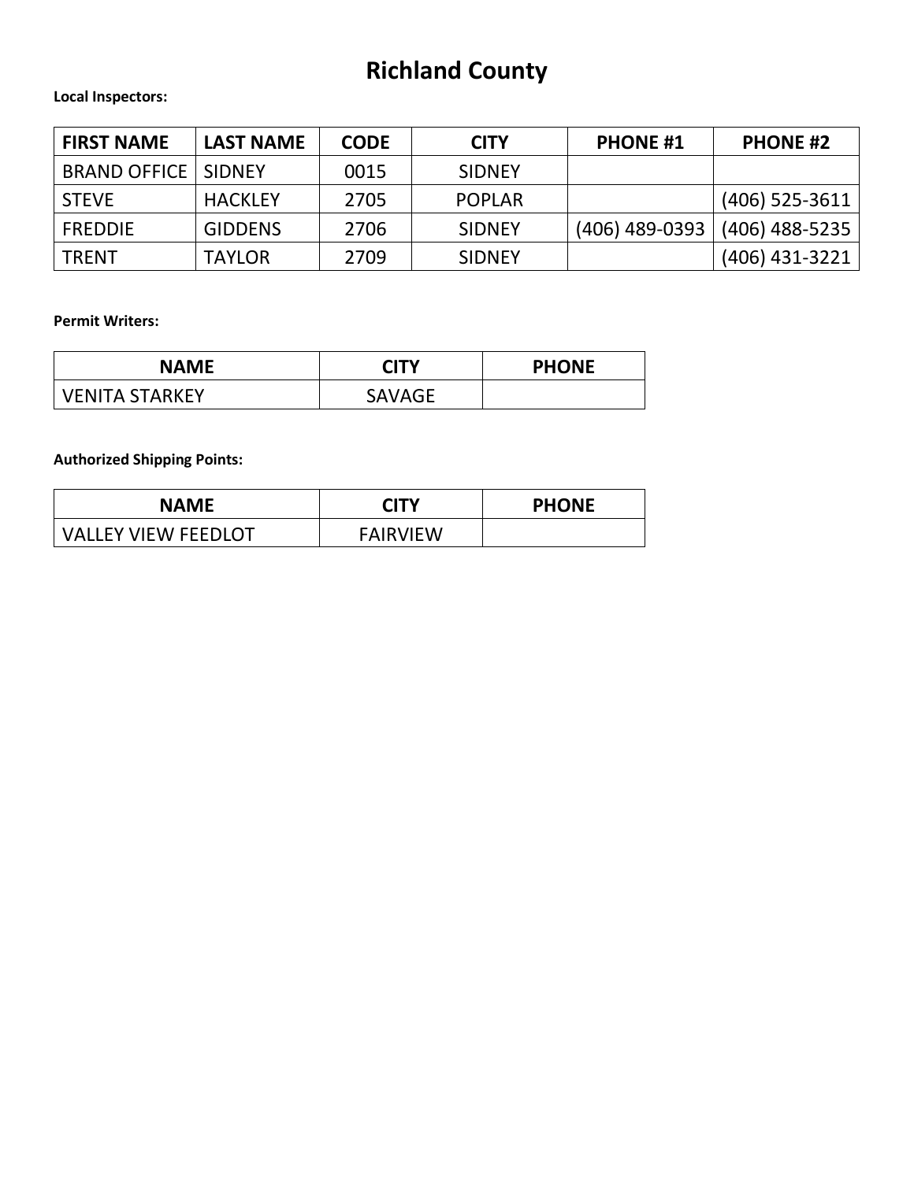# Richland County

**Local Inspectors:**

| FIRST NAME | LAST NAME | CODE | CITY | PHONE #1 | PHONE #2 |
| --- | --- | --- | --- | --- | --- |
| BRAND OFFICE | SIDNEY | 0015 | SIDNEY | | |
| STEVE | HACKLEY | 2705 | POPLAR | | (406) 525-3611 |
| FREDDIE | GIDDENS | 2706 | SIDNEY | (406) 489-0393 | (406) 488-5235 |
| TRENT | TAYLOR | 2709 | SIDNEY | | (406) 431-3221 |

**Permit Writers:**

| NAME | CITY | PHONE |
| --- | --- | --- |
| VENITA STARKEY | SAVAGE | |

**Authorized Shipping Points:**

| NAME | CITY | PHONE |
| --- | --- | --- |
| VALLEY VIEW FEEDLOT | FAIRVIEW | |